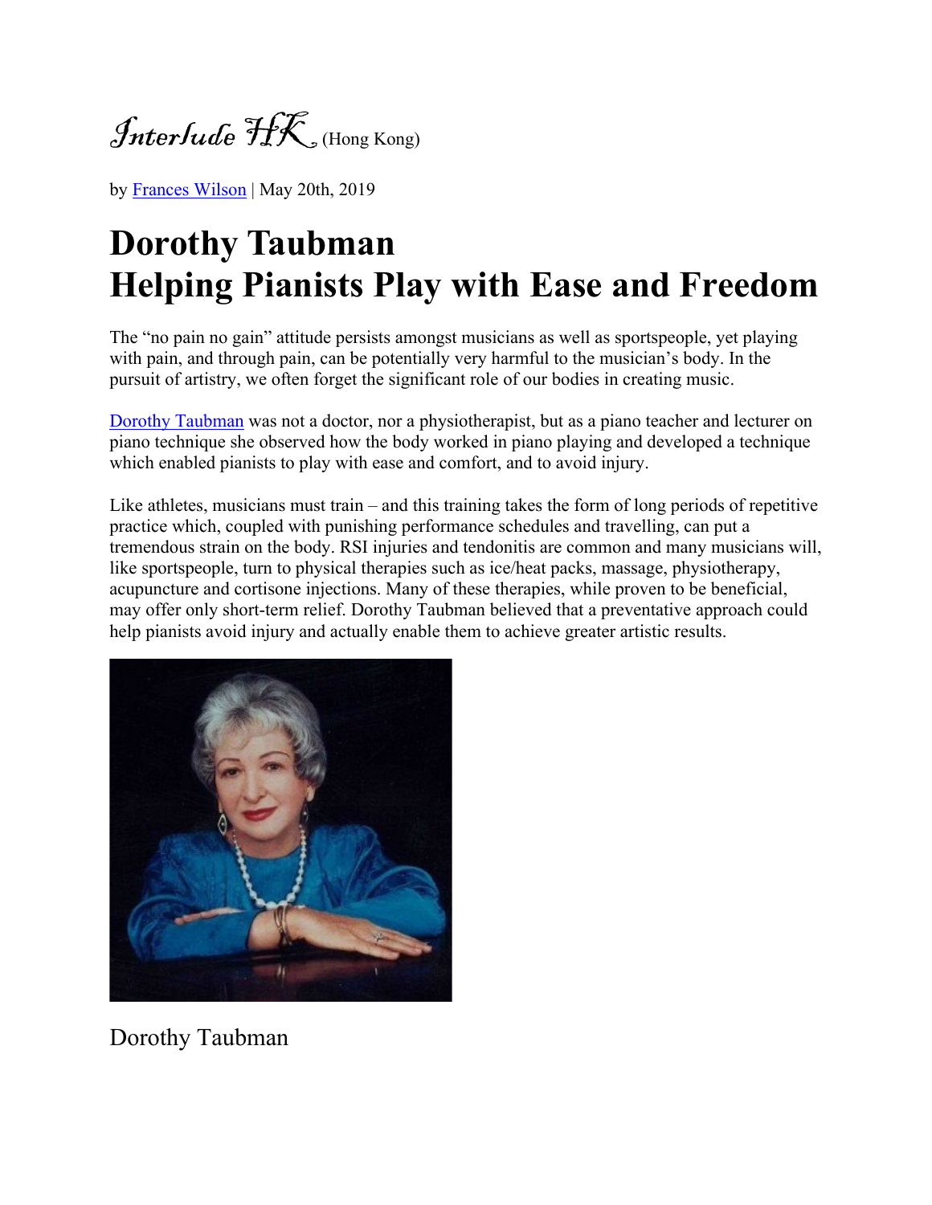*Interlude HK* (Hong Kong)

by Frances Wilson | May 20th, 2019

# Dorothy Taubman
# Helping Pianists Play with Ease and Freedom

The "no pain no gain" attitude persists amongst musicians as well as sportspeople, yet playing with pain, and through pain, can be potentially very harmful to the musician's body. In the pursuit of artistry, we often forget the significant role of our bodies in creating music.

Dorothy Taubman was not a doctor, nor a physiotherapist, but as a piano teacher and lecturer on piano technique she observed how the body worked in piano playing and developed a technique which enabled pianists to play with ease and comfort, and to avoid injury.

Like athletes, musicians must train – and this training takes the form of long periods of repetitive practice which, coupled with punishing performance schedules and travelling, can put a tremendous strain on the body. RSI injuries and tendonitis are common and many musicians will, like sportspeople, turn to physical therapies such as ice/heat packs, massage, physiotherapy, acupuncture and cortisone injections. Many of these therapies, while proven to be beneficial, may offer only short-term relief. Dorothy Taubman believed that a preventative approach could help pianists avoid injury and actually enable them to achieve greater artistic results.

Dorothy Taubman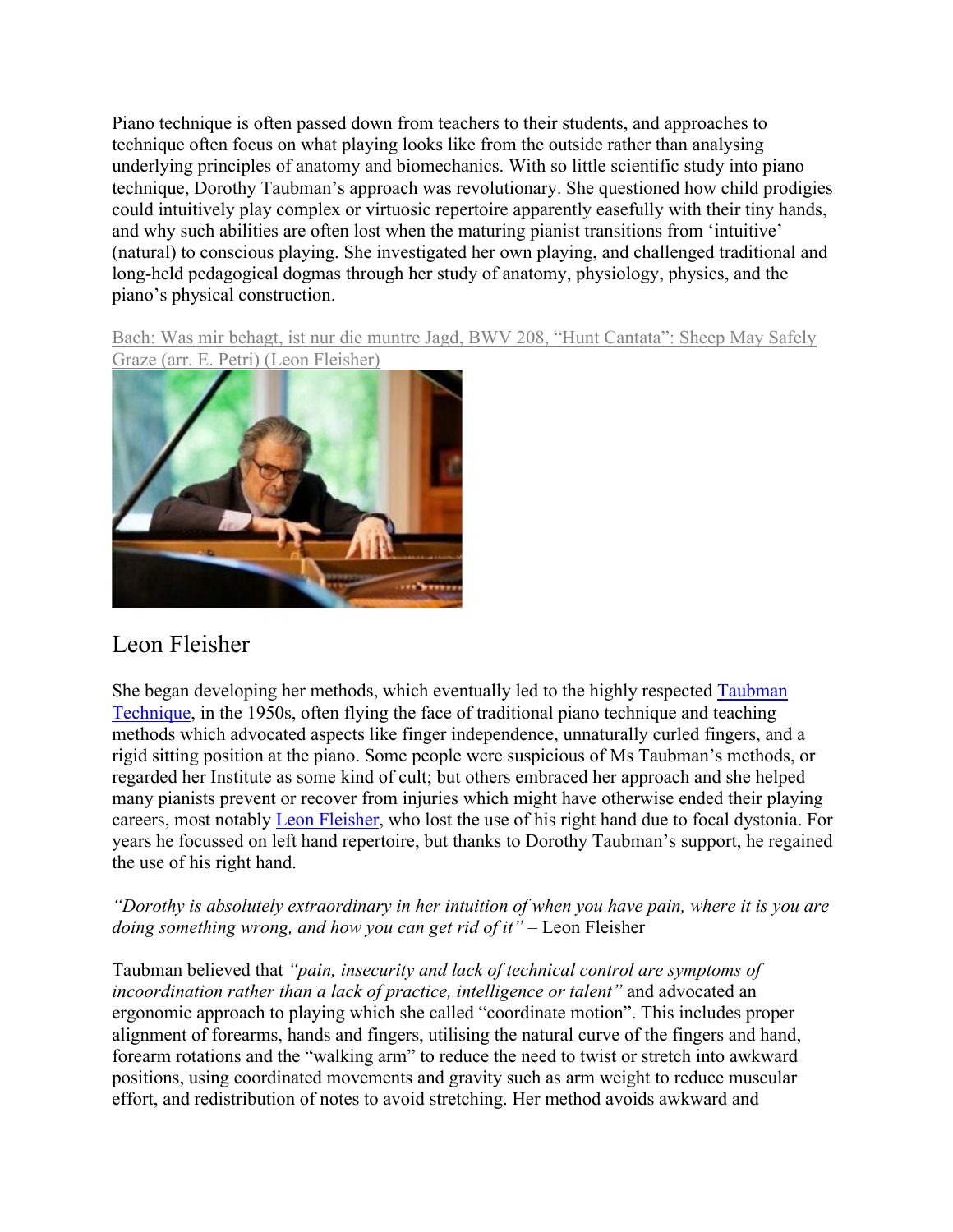Piano technique is often passed down from teachers to their students, and approaches to technique often focus on what playing looks like from the outside rather than analysing underlying principles of anatomy and biomechanics. With so little scientific study into piano technique, Dorothy Taubman's approach was revolutionary. She questioned how child prodigies could intuitively play complex or virtuosic repertoire apparently easefully with their tiny hands, and why such abilities are often lost when the maturing pianist transitions from 'intuitive' (natural) to conscious playing. She investigated her own playing, and challenged traditional and long-held pedagogical dogmas through her study of anatomy, physiology, physics, and the piano's physical construction.

Bach: Was mir behagt, ist nur die muntre Jagd, BWV 208, "Hunt Cantata": Sheep May Safely Graze (arr. E. Petri) (Leon Fleisher)

## Leon Fleisher

She began developing her methods, which eventually led to the highly respected Taubman Technique, in the 1950s, often flying the face of traditional piano technique and teaching methods which advocated aspects like finger independence, unnaturally curled fingers, and a rigid sitting position at the piano. Some people were suspicious of Ms Taubman's methods, or regarded her Institute as some kind of cult; but others embraced her approach and she helped many pianists prevent or recover from injuries which might have otherwise ended their playing careers, most notably Leon Fleisher, who lost the use of his right hand due to focal dystonia. For years he focussed on left hand repertoire, but thanks to Dorothy Taubman's support, he regained the use of his right hand.

*"Dorothy is absolutely extraordinary in her intuition of when you have pain, where it is you are doing something wrong, and how you can get rid of it"* – Leon Fleisher

Taubman believed that *"pain, insecurity and lack of technical control are symptoms of incoordination rather than a lack of practice, intelligence or talent"* and advocated an ergonomic approach to playing which she called "coordinate motion". This includes proper alignment of forearms, hands and fingers, utilising the natural curve of the fingers and hand, forearm rotations and the "walking arm" to reduce the need to twist or stretch into awkward positions, using coordinated movements and gravity such as arm weight to reduce muscular effort, and redistribution of notes to avoid stretching. Her method avoids awkward and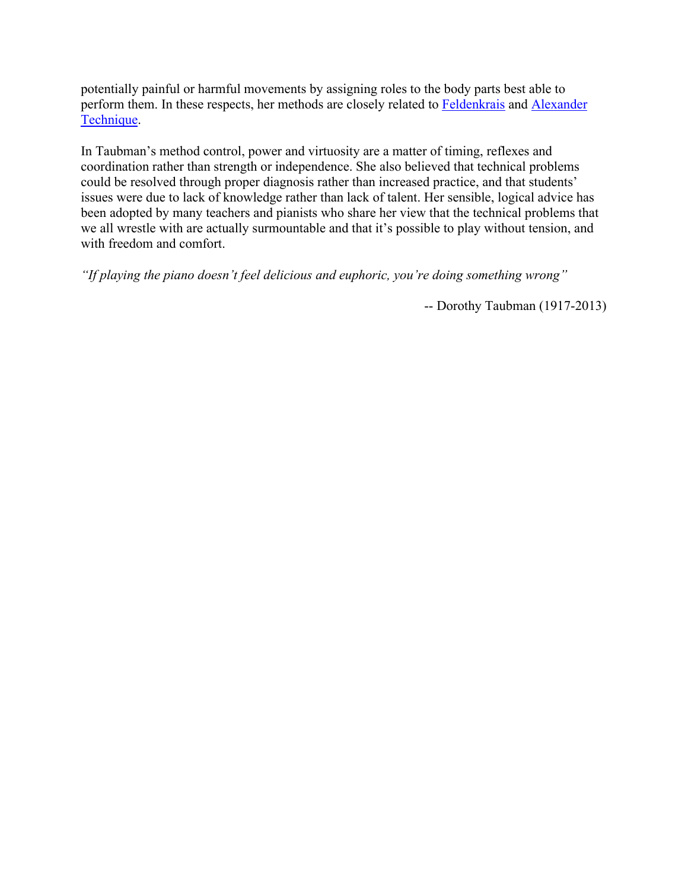potentially painful or harmful movements by assigning roles to the body parts best able to perform them. In these respects, her methods are closely related to Feldenkrais and Alexander Technique.

In Taubman's method control, power and virtuosity are a matter of timing, reflexes and coordination rather than strength or independence. She also believed that technical problems could be resolved through proper diagnosis rather than increased practice, and that students' issues were due to lack of knowledge rather than lack of talent. Her sensible, logical advice has been adopted by many teachers and pianists who share her view that the technical problems that we all wrestle with are actually surmountable and that it's possible to play without tension, and with freedom and comfort.

*"If playing the piano doesn't feel delicious and euphoric, you're doing something wrong"*

-- Dorothy Taubman (1917-2013)